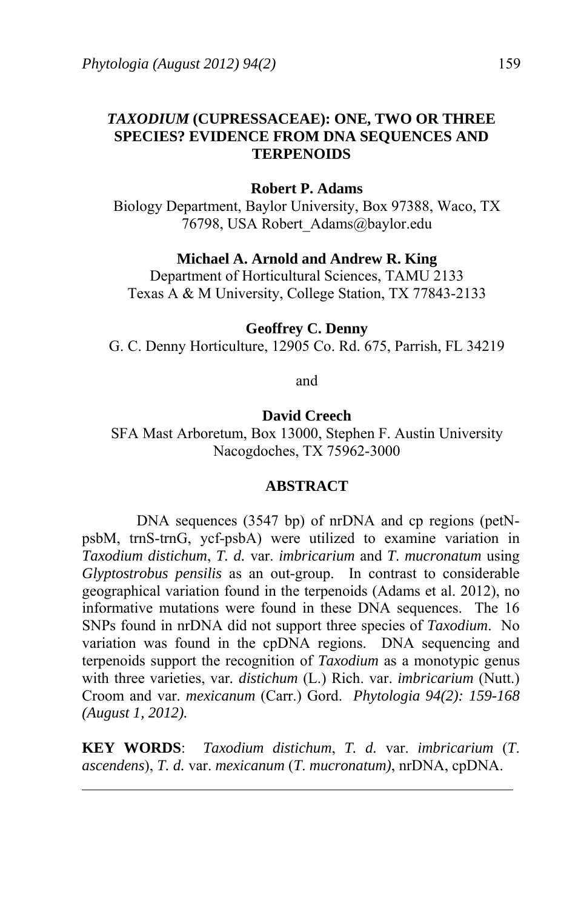# *TAXODIUM* (CUPRESSACEAE): ONE, TWO OR THREE SPECIES? EVIDENCE FROM DNA SEQUENCES AND TERPENOIDS

**Robert P. Adams**

Biology Department, Baylor University, Box 97388, Waco, TX 76798, USA Robert_Adams@baylor.edu

**Michael A. Arnold and Andrew R. King**

Department of Horticultural Sciences, TAMU 2133
Texas A & M University, College Station, TX 77843-2133

**Geoffrey C. Denny**

G. C. Denny Horticulture, 12905 Co. Rd. 675, Parrish, FL 34219

and

**David Creech**

SFA Mast Arboretum, Box 13000, Stephen F. Austin University
Nacogdoches, TX 75962-3000

## ABSTRACT

DNA sequences (3547 bp) of nrDNA and cp regions (petN-psbM, trnS-trnG, ycf-psbA) were utilized to examine variation in *Taxodium distichum*, *T. d.* var. *imbricarium* and *T. mucronatum* using *Glyptostrobus pensilis* as an out-group. In contrast to considerable geographical variation found in the terpenoids (Adams et al. 2012), no informative mutations were found in these DNA sequences. The 16 SNPs found in nrDNA did not support three species of *Taxodium*. No variation was found in the cpDNA regions. DNA sequencing and terpenoids support the recognition of *Taxodium* as a monotypic genus with three varieties, var. *distichum* (L.) Rich. var. *imbricarium* (Nutt.) Croom and var. *mexicanum* (Carr.) Gord. *Phytologia 94(2): 159-168 (August 1, 2012).*

**KEY WORDS**: *Taxodium distichum*, *T. d.* var. *imbricarium* (*T. ascendens*), *T. d.* var. *mexicanum* (*T. mucronatum)*, nrDNA, cpDNA.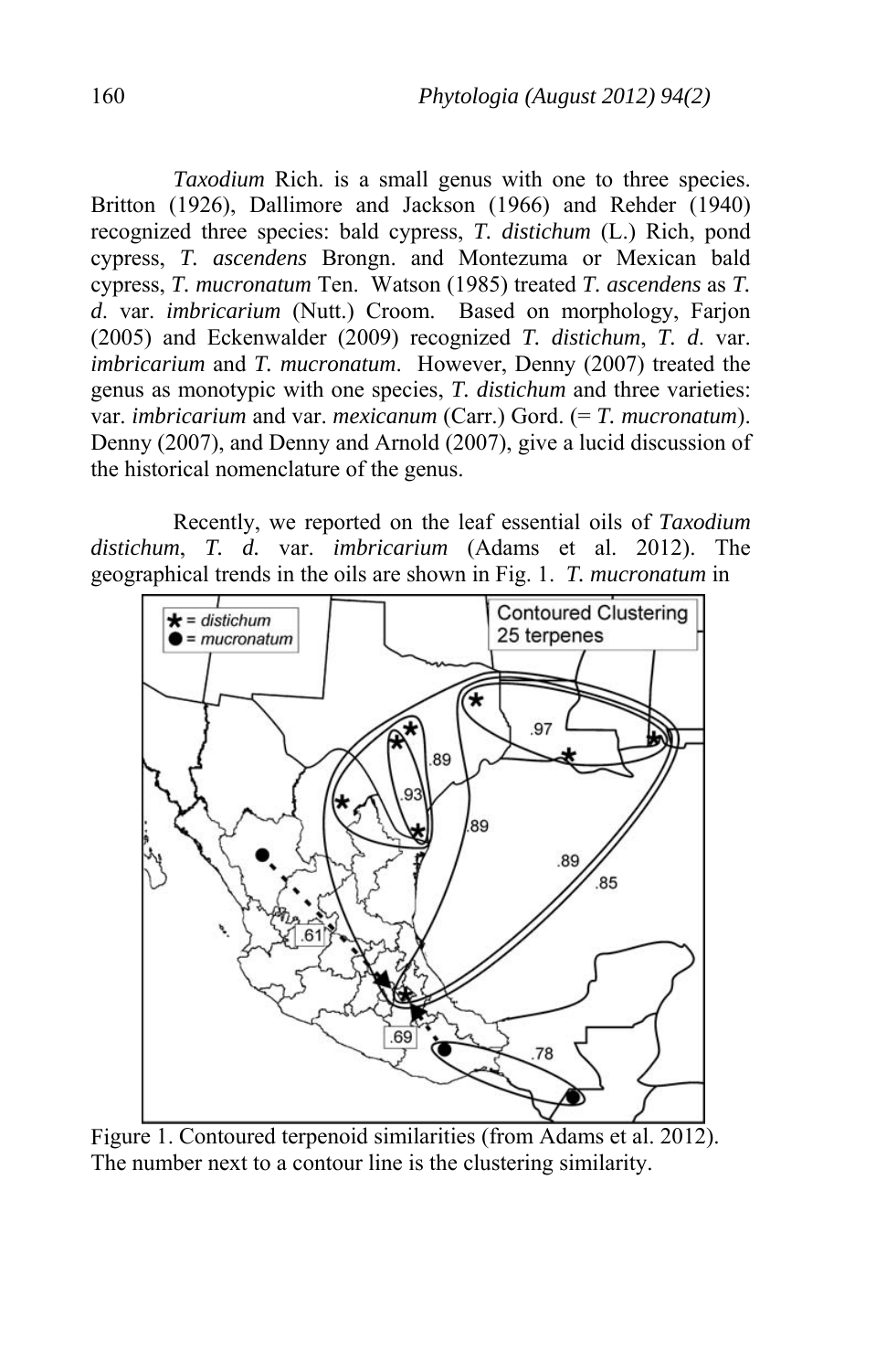*Taxodium* Rich. is a small genus with one to three species. Britton (1926), Dallimore and Jackson (1966) and Rehder (1940) recognized three species: bald cypress, *T. distichum* (L.) Rich, pond cypress, *T. ascendens* Brongn. and Montezuma or Mexican bald cypress, *T. mucronatum* Ten. Watson (1985) treated *T. ascendens* as *T. d.* var. *imbricarium* (Nutt.) Croom. Based on morphology, Farjon (2005) and Eckenwalder (2009) recognized *T. distichum*, *T. d.* var. *imbricarium* and *T. mucronatum*. However, Denny (2007) treated the genus as monotypic with one species, *T. distichum* and three varieties: var. *imbricarium* and var. *mexicanum* (Carr.) Gord. (= *T. mucronatum*). Denny (2007), and Denny and Arnold (2007), give a lucid discussion of the historical nomenclature of the genus.

Recently, we reported on the leaf essential oils of *Taxodium distichum*, *T. d.* var. *imbricarium* (Adams et al. 2012). The geographical trends in the oils are shown in Fig. 1. *T. mucronatum* in

Figure 1. Contoured terpenoid similarities (from Adams et al. 2012). The number next to a contour line is the clustering similarity.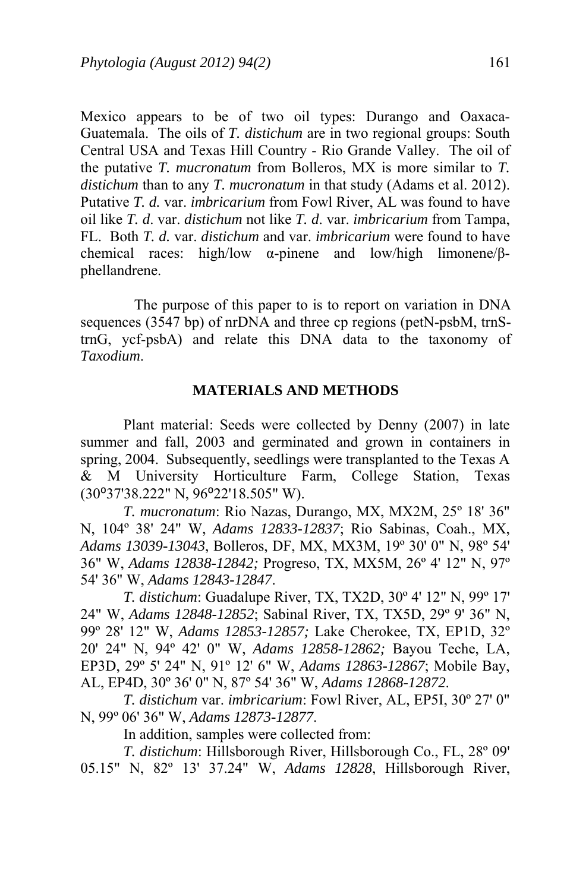Mexico appears to be of two oil types: Durango and Oaxaca-Guatemala. The oils of *T. distichum* are in two regional groups: South Central USA and Texas Hill Country - Rio Grande Valley. The oil of the putative *T. mucronatum* from Bolleros, MX is more similar to *T. distichum* than to any *T. mucronatum* in that study (Adams et al. 2012). Putative *T. d.* var. *imbricarium* from Fowl River, AL was found to have oil like *T. d.* var. *distichum* not like *T. d.* var. *imbricarium* from Tampa, FL. Both *T. d.* var. *distichum* and var. *imbricarium* were found to have chemical races: high/low α-pinene and low/high limonene/β-phellandrene.

The purpose of this paper to is to report on variation in DNA sequences (3547 bp) of nrDNA and three cp regions (petN-psbM, trnS-trnG, ycf-psbA) and relate this DNA data to the taxonomy of *Taxodium*.

## MATERIALS AND METHODS

Plant material: Seeds were collected by Denny (2007) in late summer and fall, 2003 and germinated and grown in containers in spring, 2004. Subsequently, seedlings were transplanted to the Texas A & M University Horticulture Farm, College Station, Texas (30º37'38.222" N, 96º22'18.505" W).

*T. mucronatum*: Rio Nazas, Durango, MX, MX2M, 25º 18' 36" N, 104º 38' 24" W, *Adams 12833-12837*; Rio Sabinas, Coah., MX, *Adams 13039-13043*, Bolleros, DF, MX, MX3M, 19º 30' 0" N, 98º 54' 36" W, *Adams 12838-12842;* Progreso, TX, MX5M, 26º 4' 12" N, 97º 54' 36" W, *Adams 12843-12847*.

*T. distichum*: Guadalupe River, TX, TX2D, 30º 4' 12" N, 99º 17' 24" W, *Adams 12848-12852*; Sabinal River, TX, TX5D, 29º 9' 36" N, 99º 28' 12" W, *Adams 12853-12857;* Lake Cherokee, TX, EP1D, 32º 20' 24" N, 94º 42' 0" W, *Adams 12858-12862;* Bayou Teche, LA, EP3D, 29º 5' 24" N, 91º 12' 6" W, *Adams 12863-12867*; Mobile Bay, AL, EP4D, 30º 36' 0" N, 87º 54' 36" W, *Adams 12868-12872*.

*T. distichum* var. *imbricarium*: Fowl River, AL, EP5I, 30º 27' 0" N, 99º 06' 36" W, *Adams 12873-12877*.

In addition, samples were collected from:

*T. distichum*: Hillsborough River, Hillsborough Co., FL, 28º 09' 05.15" N, 82º 13' 37.24" W, *Adams 12828*, Hillsborough River,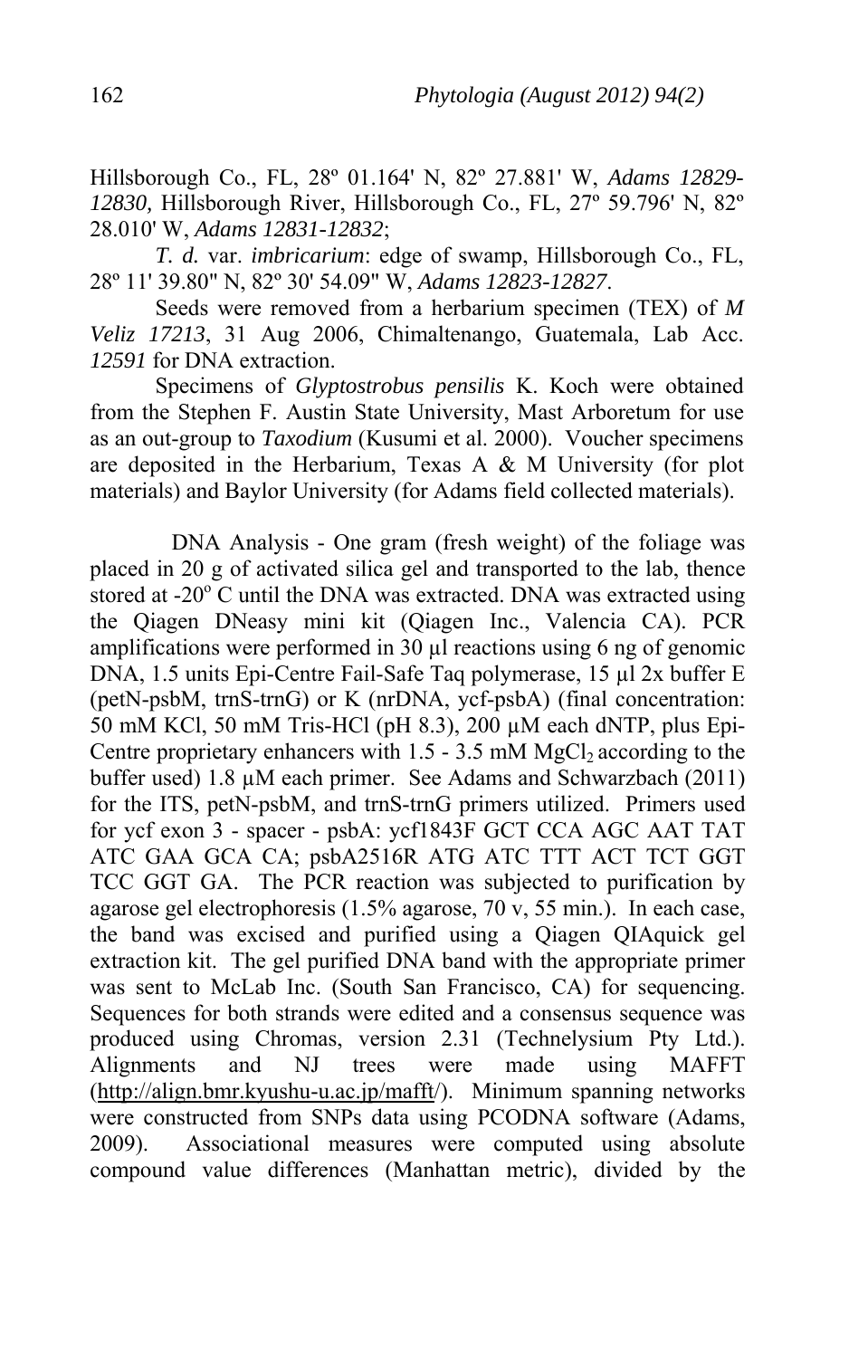Hillsborough Co., FL, 28º 01.164' N, 82º 27.881' W, *Adams 12829-12830,* Hillsborough River, Hillsborough Co., FL, 27º 59.796' N, 82º 28.010' W, *Adams 12831-12832*;

*T. d.* var. *imbricarium*: edge of swamp, Hillsborough Co., FL, 28º 11' 39.80" N, 82º 30' 54.09" W, *Adams 12823-12827*.

Seeds were removed from a herbarium specimen (TEX) of *M Veliz 17213*, 31 Aug 2006, Chimaltenango, Guatemala, Lab Acc. *12591* for DNA extraction.

Specimens of *Glyptostrobus pensilis* K. Koch were obtained from the Stephen F. Austin State University, Mast Arboretum for use as an out-group to *Taxodium* (Kusumi et al. 2000). Voucher specimens are deposited in the Herbarium, Texas A & M University (for plot materials) and Baylor University (for Adams field collected materials).

DNA Analysis - One gram (fresh weight) of the foliage was placed in 20 g of activated silica gel and transported to the lab, thence stored at -20$^{o}$ C until the DNA was extracted. DNA was extracted using the Qiagen DNeasy mini kit (Qiagen Inc., Valencia CA). PCR amplifications were performed in 30 µl reactions using 6 ng of genomic DNA, 1.5 units Epi-Centre Fail-Safe Taq polymerase, 15 µl 2x buffer E (petN-psbM, trnS-trnG) or K (nrDNA, ycf-psbA) (final concentration: 50 mM KCl, 50 mM Tris-HCl (pH 8.3), 200 µM each dNTP, plus Epi-Centre proprietary enhancers with 1.5 - 3.5 mM $MgCl_2$ according to the buffer used) 1.8 µM each primer. See Adams and Schwarzbach (2011) for the ITS, petN-psbM, and trnS-trnG primers utilized. Primers used for ycf exon 3 - spacer - psbA: ycf1843F GCT CCA AGC AAT TAT ATC GAA GCA CA; psbA2516R ATG ATC TTT ACT TCT GGT TCC GGT GA. The PCR reaction was subjected to purification by agarose gel electrophoresis (1.5% agarose, 70 v, 55 min.). In each case, the band was excised and purified using a Qiagen QIAquick gel extraction kit. The gel purified DNA band with the appropriate primer was sent to McLab Inc. (South San Francisco, CA) for sequencing. Sequences for both strands were edited and a consensus sequence was produced using Chromas, version 2.31 (Technelysium Pty Ltd.). Alignments and NJ trees were made using MAFFT (http://align.bmr.kyushu-u.ac.jp/mafft/). Minimum spanning networks were constructed from SNPs data using PCODNA software (Adams, 2009). Associational measures were computed using absolute compound value differences (Manhattan metric), divided by the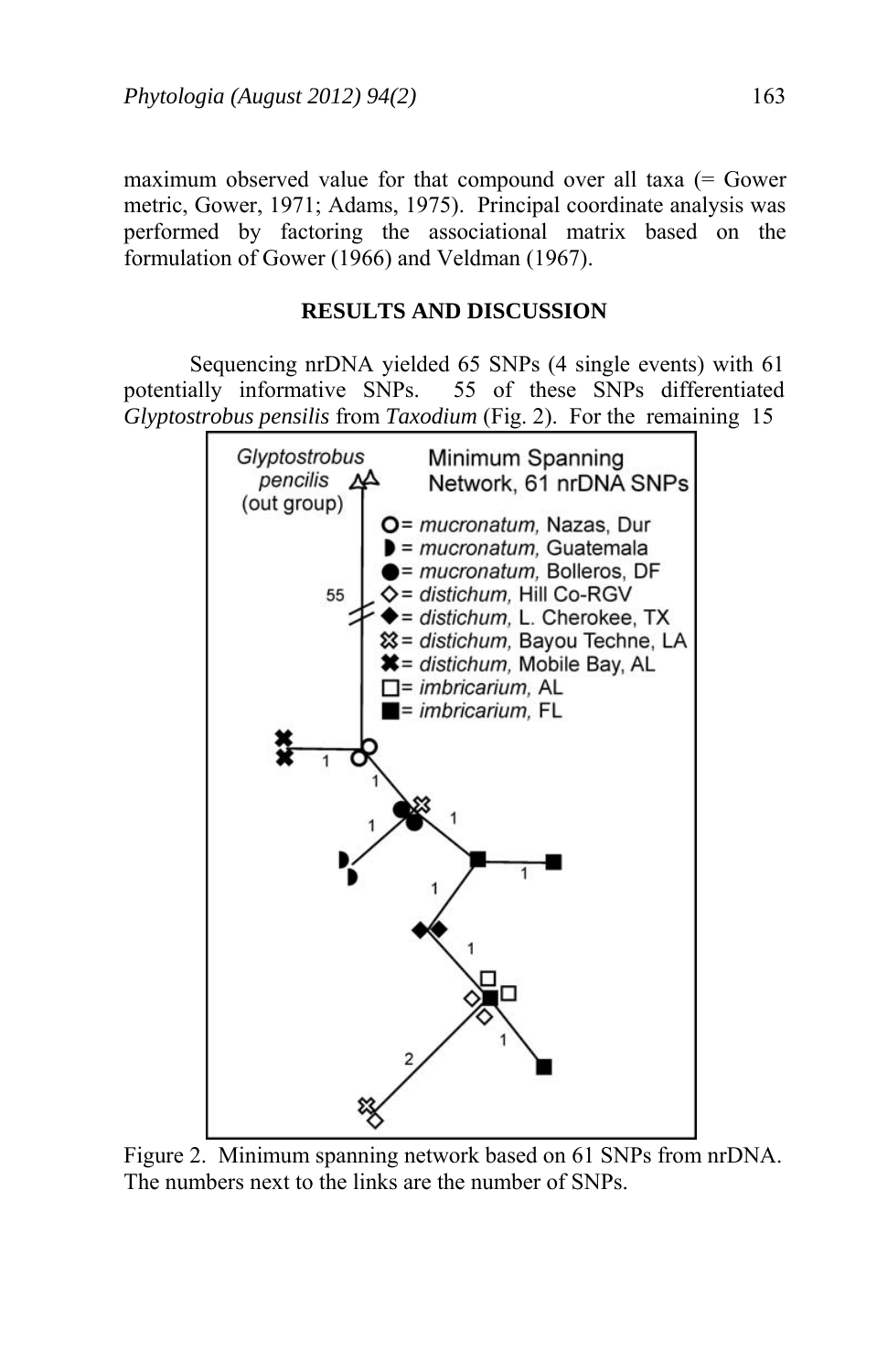maximum observed value for that compound over all taxa (= Gower metric, Gower, 1971; Adams, 1975). Principal coordinate analysis was performed by factoring the associational matrix based on the formulation of Gower (1966) and Veldman (1967).

## RESULTS AND DISCUSSION

Sequencing nrDNA yielded 65 SNPs (4 single events) with 61 potentially informative SNPs. 55 of these SNPs differentiated *Glyptostrobus pensilis* from *Taxodium* (Fig. 2). For the remaining 15

Figure 2. Minimum spanning network based on 61 SNPs from nrDNA. The numbers next to the links are the number of SNPs.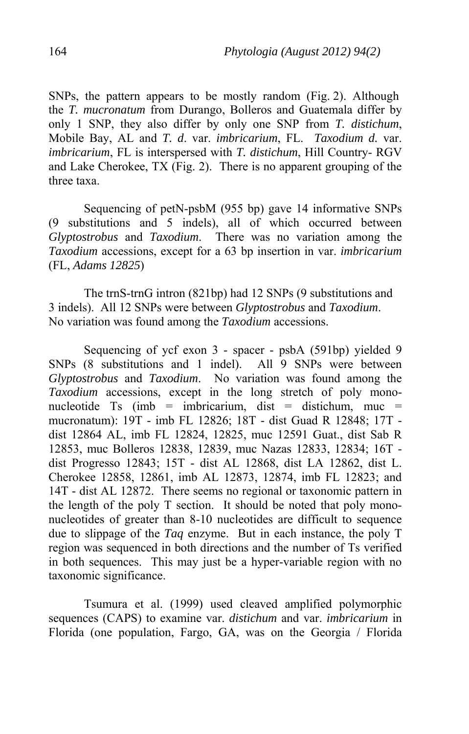SNPs, the pattern appears to be mostly random (Fig. 2). Although the *T. mucronatum* from Durango, Bolleros and Guatemala differ by only 1 SNP, they also differ by only one SNP from *T. distichum*, Mobile Bay, AL and *T. d*. var. *imbricarium*, FL. *Taxodium d.* var. *imbricarium*, FL is interspersed with *T. distichum*, Hill Country- RGV and Lake Cherokee, TX (Fig. 2). There is no apparent grouping of the three taxa.

Sequencing of petN-psbM (955 bp) gave 14 informative SNPs (9 substitutions and 5 indels), all of which occurred between *Glyptostrobus* and *Taxodium*. There was no variation among the *Taxodium* accessions, except for a 63 bp insertion in var. *imbricarium* (FL, *Adams 12825*)

The trnS-trnG intron (821bp) had 12 SNPs (9 substitutions and 3 indels). All 12 SNPs were between *Glyptostrobus* and *Taxodium*. No variation was found among the *Taxodium* accessions.

Sequencing of ycf exon 3 - spacer - psbA (591bp) yielded 9 SNPs (8 substitutions and 1 indel). All 9 SNPs were between *Glyptostrobus* and *Taxodium*. No variation was found among the *Taxodium* accessions, except in the long stretch of poly mono-nucleotide Ts (imb = imbricarium, dist = distichum, muc = mucronatum): 19T - imb FL 12826; 18T - dist Guad R 12848; 17T - dist 12864 AL, imb FL 12824, 12825, muc 12591 Guat., dist Sab R 12853, muc Bolleros 12838, 12839, muc Nazas 12833, 12834; 16T - dist Progresso 12843; 15T - dist AL 12868, dist LA 12862, dist L. Cherokee 12858, 12861, imb AL 12873, 12874, imb FL 12823; and 14T - dist AL 12872. There seems no regional or taxonomic pattern in the length of the poly T section. It should be noted that poly mono-nucleotides of greater than 8-10 nucleotides are difficult to sequence due to slippage of the *Taq* enzyme. But in each instance, the poly T region was sequenced in both directions and the number of Ts verified in both sequences. This may just be a hyper-variable region with no taxonomic significance.

Tsumura et al. (1999) used cleaved amplified polymorphic sequences (CAPS) to examine var. *distichum* and var. *imbricarium* in Florida (one population, Fargo, GA, was on the Georgia / Florida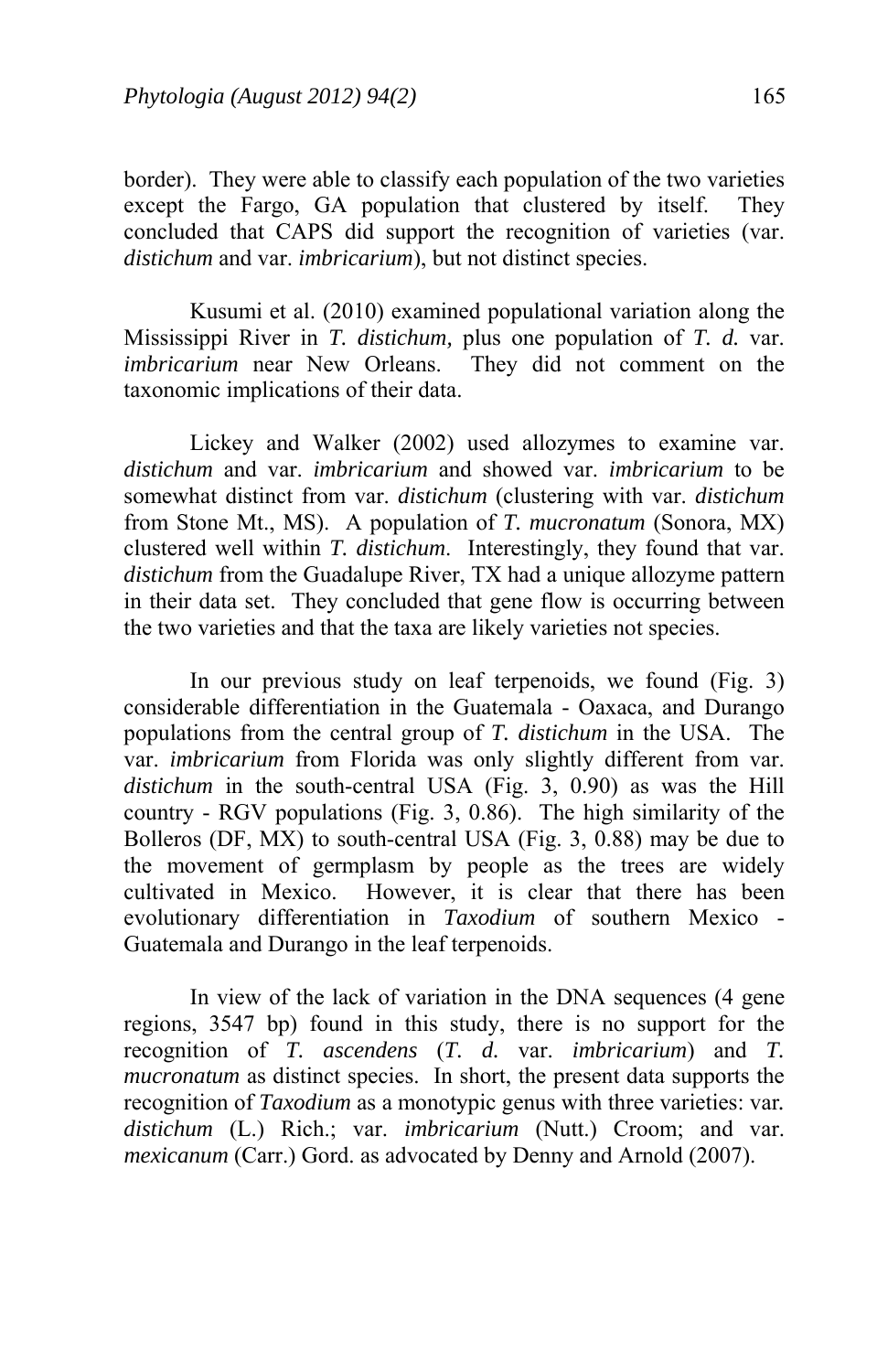border). They were able to classify each population of the two varieties except the Fargo, GA population that clustered by itself. They concluded that CAPS did support the recognition of varieties (var. *distichum* and var. *imbricarium*), but not distinct species.

Kusumi et al. (2010) examined populational variation along the Mississippi River in *T. distichum,* plus one population of *T. d.* var. *imbricarium* near New Orleans. They did not comment on the taxonomic implications of their data.

Lickey and Walker (2002) used allozymes to examine var. *distichum* and var. *imbricarium* and showed var. *imbricarium* to be somewhat distinct from var. *distichum* (clustering with var. *distichum* from Stone Mt., MS). A population of *T. mucronatum* (Sonora, MX) clustered well within *T. distichum*. Interestingly, they found that var. *distichum* from the Guadalupe River, TX had a unique allozyme pattern in their data set. They concluded that gene flow is occurring between the two varieties and that the taxa are likely varieties not species.

In our previous study on leaf terpenoids, we found (Fig. 3) considerable differentiation in the Guatemala - Oaxaca, and Durango populations from the central group of *T. distichum* in the USA. The var. *imbricarium* from Florida was only slightly different from var. *distichum* in the south-central USA (Fig. 3, 0.90) as was the Hill country - RGV populations (Fig. 3, 0.86). The high similarity of the Bolleros (DF, MX) to south-central USA (Fig. 3, 0.88) may be due to the movement of germplasm by people as the trees are widely cultivated in Mexico. However, it is clear that there has been evolutionary differentiation in *Taxodium* of southern Mexico - Guatemala and Durango in the leaf terpenoids.

In view of the lack of variation in the DNA sequences (4 gene regions, 3547 bp) found in this study, there is no support for the recognition of *T. ascendens* (*T. d.* var. *imbricarium*) and *T. mucronatum* as distinct species. In short, the present data supports the recognition of *Taxodium* as a monotypic genus with three varieties: var. *distichum* (L.) Rich.; var. *imbricarium* (Nutt.) Croom; and var. *mexicanum* (Carr.) Gord. as advocated by Denny and Arnold (2007).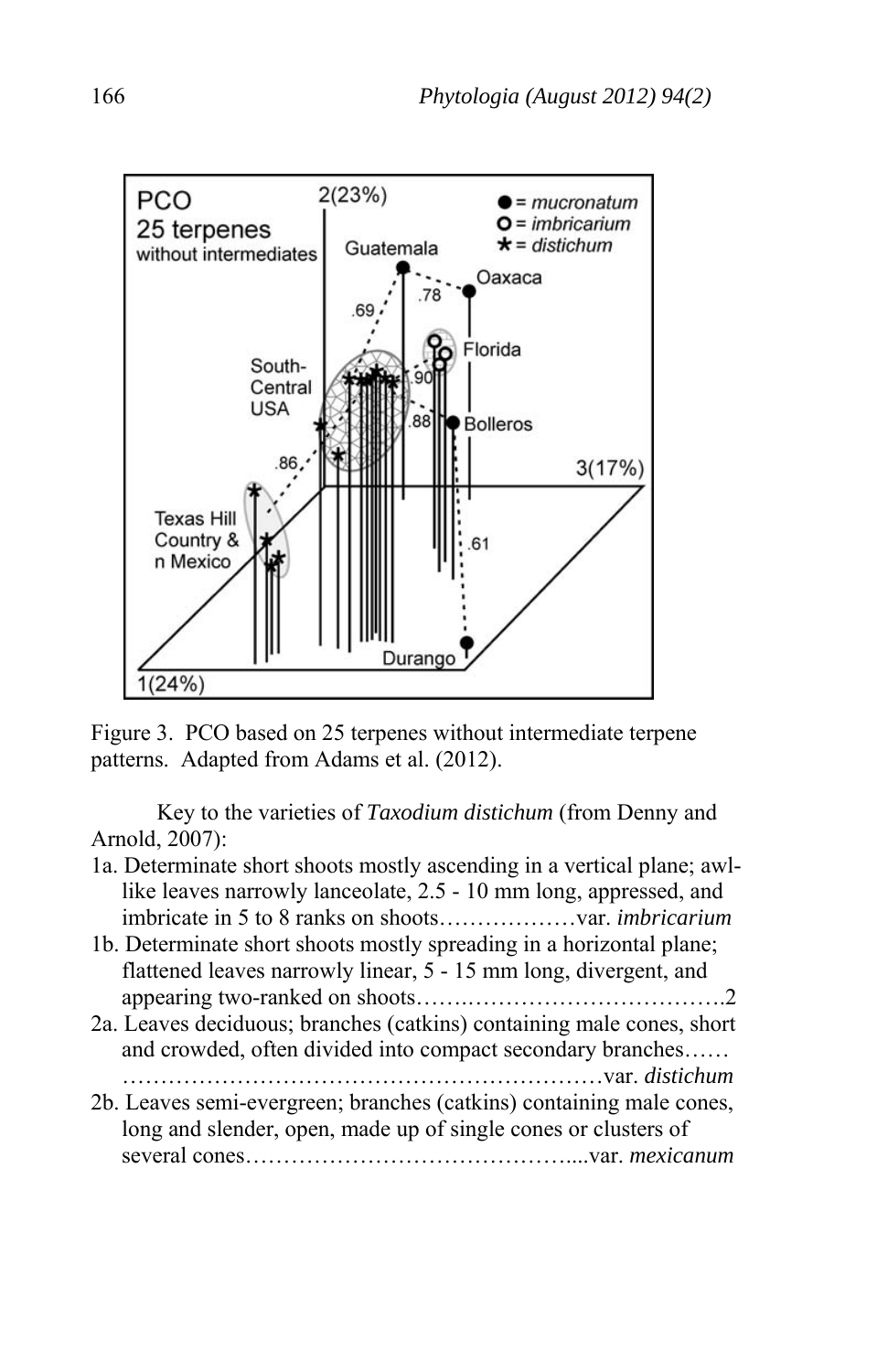Figure 3. PCO based on 25 terpenes without intermediate terpene patterns. Adapted from Adams et al. (2012).

Key to the varieties of *Taxodium distichum* (from Denny and Arnold, 2007):

1a. Determinate short shoots mostly ascending in a vertical plane; awl-like leaves narrowly lanceolate, 2.5 - 10 mm long, appressed, and imbricate in 5 to 8 ranks on shoots………………var. *imbricarium*

1b. Determinate short shoots mostly spreading in a horizontal plane; flattened leaves narrowly linear, 5 - 15 mm long, divergent, and appearing two-ranked on shoots…….……………………………..2

2a. Leaves deciduous; branches (catkins) containing male cones, short and crowded, often divided into compact secondary branches…… ………………………………………………………var. *distichum*

2b. Leaves semi-evergreen; branches (catkins) containing male cones, long and slender, open, made up of single cones or clusters of several cones…………………………………....var. *mexicanum*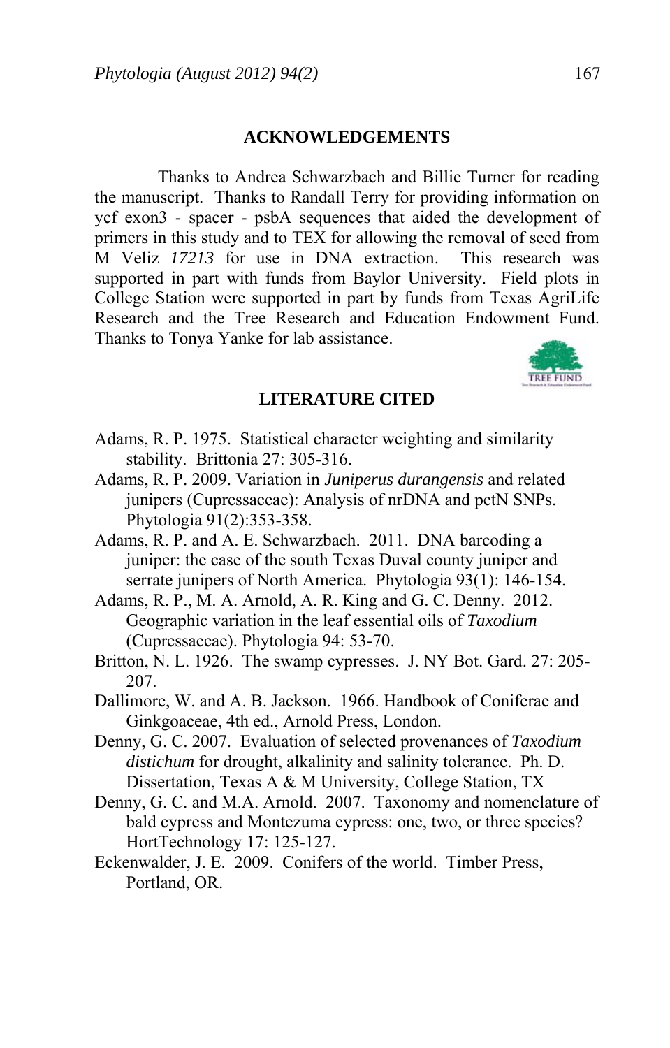## ACKNOWLEDGEMENTS

Thanks to Andrea Schwarzbach and Billie Turner for reading the manuscript. Thanks to Randall Terry for providing information on ycf exon3 - spacer - psbA sequences that aided the development of primers in this study and to TEX for allowing the removal of seed from M Veliz *17213* for use in DNA extraction. This research was supported in part with funds from Baylor University. Field plots in College Station were supported in part by funds from Texas AgriLife Research and the Tree Research and Education Endowment Fund. Thanks to Tonya Yanke for lab assistance.

## LITERATURE CITED

Adams, R. P. 1975. Statistical character weighting and similarity stability. Brittonia 27: 305-316.

Adams, R. P. 2009. Variation in *Juniperus durangensis* and related junipers (Cupressaceae): Analysis of nrDNA and petN SNPs. Phytologia 91(2):353-358.

Adams, R. P. and A. E. Schwarzbach. 2011. DNA barcoding a juniper: the case of the south Texas Duval county juniper and serrate junipers of North America. Phytologia 93(1): 146-154.

Adams, R. P., M. A. Arnold, A. R. King and G. C. Denny. 2012. Geographic variation in the leaf essential oils of *Taxodium* (Cupressaceae). Phytologia 94: 53-70.

Britton, N. L. 1926. The swamp cypresses. J. NY Bot. Gard. 27: 205-207.

Dallimore, W. and A. B. Jackson. 1966. Handbook of Coniferae and Ginkgoaceae, 4th ed., Arnold Press, London.

Denny, G. C. 2007. Evaluation of selected provenances of *Taxodium distichum* for drought, alkalinity and salinity tolerance. Ph. D. Dissertation, Texas A & M University, College Station, TX

Denny, G. C. and M.A. Arnold. 2007. Taxonomy and nomenclature of bald cypress and Montezuma cypress: one, two, or three species? HortTechnology 17: 125-127.

Eckenwalder, J. E. 2009. Conifers of the world. Timber Press, Portland, OR.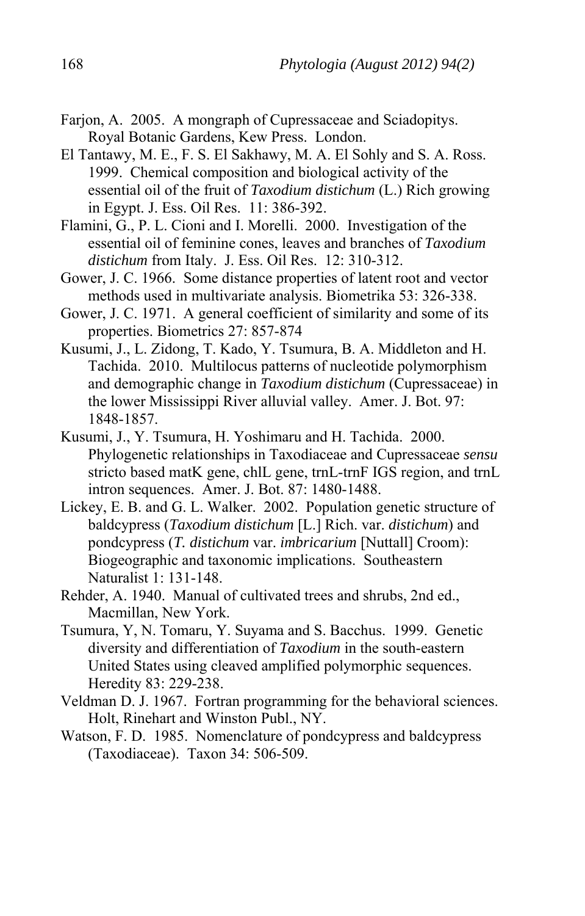Farjon, A. 2005. A mongraph of Cupressaceae and Sciadopitys. Royal Botanic Gardens, Kew Press. London.

El Tantawy, M. E., F. S. El Sakhawy, M. A. El Sohly and S. A. Ross. 1999. Chemical composition and biological activity of the essential oil of the fruit of *Taxodium distichum* (L.) Rich growing in Egypt. J. Ess. Oil Res. 11: 386-392.

Flamini, G., P. L. Cioni and I. Morelli. 2000. Investigation of the essential oil of feminine cones, leaves and branches of *Taxodium distichum* from Italy. J. Ess. Oil Res. 12: 310-312.

Gower, J. C. 1966. Some distance properties of latent root and vector methods used in multivariate analysis. Biometrika 53: 326-338.

Gower, J. C. 1971. A general coefficient of similarity and some of its properties. Biometrics 27: 857-874

Kusumi, J., L. Zidong, T. Kado, Y. Tsumura, B. A. Middleton and H. Tachida. 2010. Multilocus patterns of nucleotide polymorphism and demographic change in *Taxodium distichum* (Cupressaceae) in the lower Mississippi River alluvial valley. Amer. J. Bot. 97: 1848-1857.

Kusumi, J., Y. Tsumura, H. Yoshimaru and H. Tachida. 2000. Phylogenetic relationships in Taxodiaceae and Cupressaceae *sensu* stricto based matK gene, chlL gene, trnL-trnF IGS region, and trnL intron sequences. Amer. J. Bot. 87: 1480-1488.

Lickey, E. B. and G. L. Walker. 2002. Population genetic structure of baldcypress (*Taxodium distichum* [L.] Rich. var. *distichum*) and pondcypress (*T. distichum* var. *imbricarium* [Nuttall] Croom): Biogeographic and taxonomic implications. Southeastern Naturalist 1: 131-148.

Rehder, A. 1940. Manual of cultivated trees and shrubs, 2nd ed., Macmillan, New York.

Tsumura, Y, N. Tomaru, Y. Suyama and S. Bacchus. 1999. Genetic diversity and differentiation of *Taxodium* in the south-eastern United States using cleaved amplified polymorphic sequences. Heredity 83: 229-238.

Veldman D. J. 1967. Fortran programming for the behavioral sciences. Holt, Rinehart and Winston Publ., NY.

Watson, F. D. 1985. Nomenclature of pondcypress and baldcypress (Taxodiaceae). Taxon 34: 506-509.